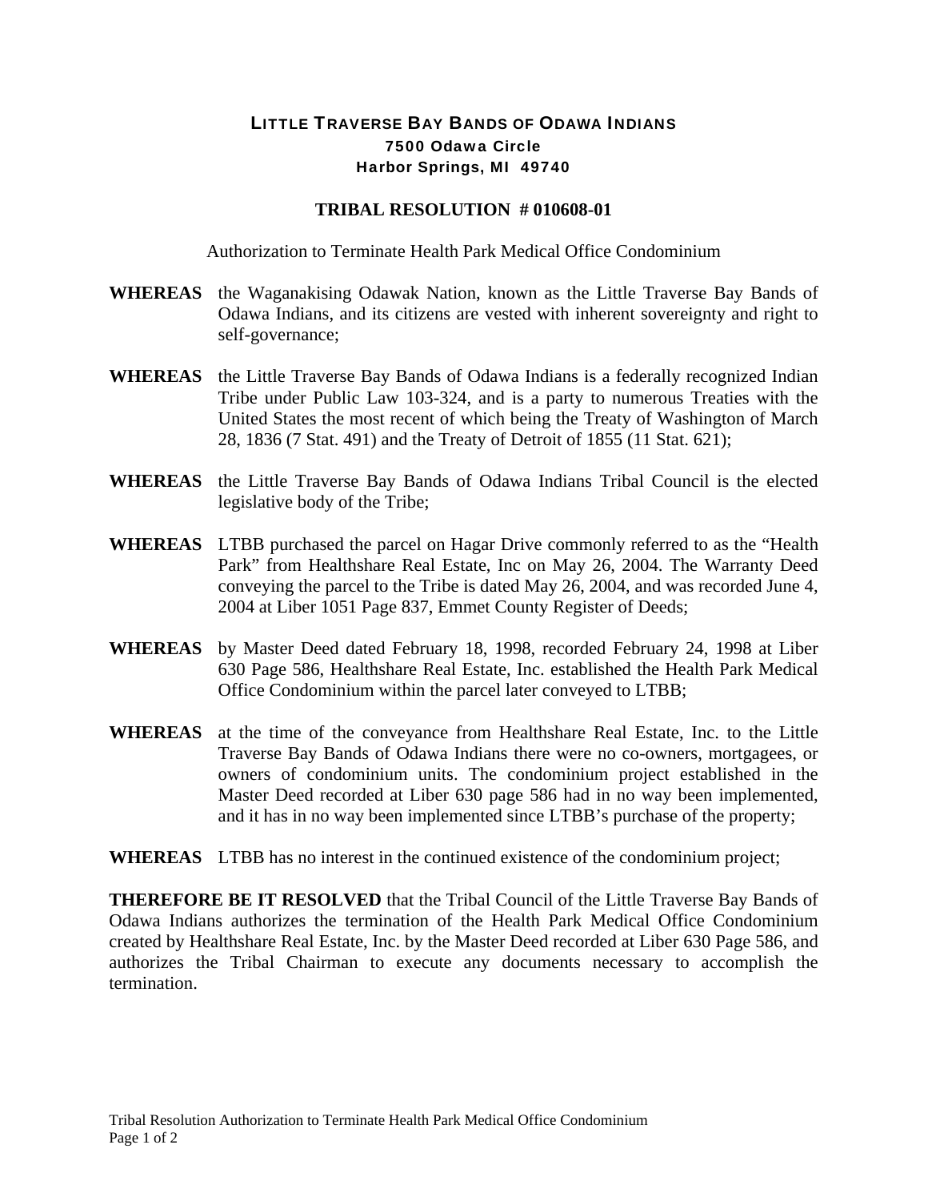**LITTLE TRAVERSE BAY BANDS OF ODAWA INDIANS**
**7500 Odawa Circle**
**Harbor Springs, MI 49740**

# TRIBAL RESOLUTION # 010608-01

Authorization to Terminate Health Park Medical Office Condominium

**WHEREAS** the Waganakising Odawak Nation, known as the Little Traverse Bay Bands of Odawa Indians, and its citizens are vested with inherent sovereignty and right to self-governance;

**WHEREAS** the Little Traverse Bay Bands of Odawa Indians is a federally recognized Indian Tribe under Public Law 103-324, and is a party to numerous Treaties with the United States the most recent of which being the Treaty of Washington of March 28, 1836 (7 Stat. 491) and the Treaty of Detroit of 1855 (11 Stat. 621);

**WHEREAS** the Little Traverse Bay Bands of Odawa Indians Tribal Council is the elected legislative body of the Tribe;

**WHEREAS** LTBB purchased the parcel on Hagar Drive commonly referred to as the "Health Park" from Healthshare Real Estate, Inc on May 26, 2004. The Warranty Deed conveying the parcel to the Tribe is dated May 26, 2004, and was recorded June 4, 2004 at Liber 1051 Page 837, Emmet County Register of Deeds;

**WHEREAS** by Master Deed dated February 18, 1998, recorded February 24, 1998 at Liber 630 Page 586, Healthshare Real Estate, Inc. established the Health Park Medical Office Condominium within the parcel later conveyed to LTBB;

**WHEREAS** at the time of the conveyance from Healthshare Real Estate, Inc. to the Little Traverse Bay Bands of Odawa Indians there were no co-owners, mortgagees, or owners of condominium units. The condominium project established in the Master Deed recorded at Liber 630 page 586 had in no way been implemented, and it has in no way been implemented since LTBB's purchase of the property;

**WHEREAS** LTBB has no interest in the continued existence of the condominium project;

**THEREFORE BE IT RESOLVED** that the Tribal Council of the Little Traverse Bay Bands of Odawa Indians authorizes the termination of the Health Park Medical Office Condominium created by Healthshare Real Estate, Inc. by the Master Deed recorded at Liber 630 Page 586, and authorizes the Tribal Chairman to execute any documents necessary to accomplish the termination.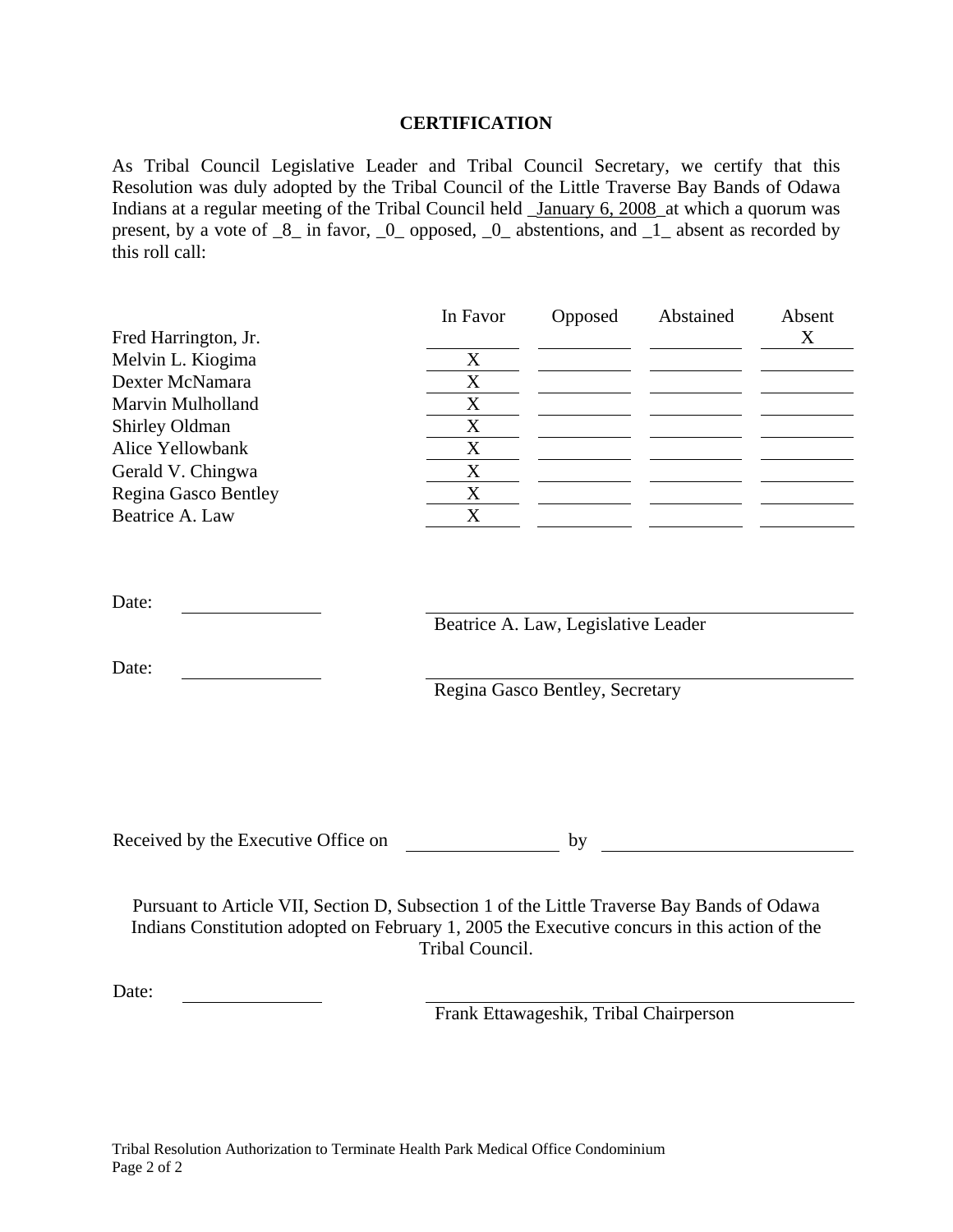## CERTIFICATION

As Tribal Council Legislative Leader and Tribal Council Secretary, we certify that this Resolution was duly adopted by the Tribal Council of the Little Traverse Bay Bands of Odawa Indians at a regular meeting of the Tribal Council held _January 6, 2008_ at which a quorum was present, by a vote of _8_ in favor, _0_ opposed, _0_ abstentions, and _1_ absent as recorded by this roll call:

| | In Favor | Opposed | Abstained | Absent |
|---|---|---|---|---|
| Fred Harrington, Jr. | | | | X |
| Melvin L. Kiogima | X | | | |
| Dexter McNamara | X | | | |
| Marvin Mulholland | X | | | |
| Shirley Oldman | X | | | |
| Alice Yellowbank | X | | | |
| Gerald V. Chingwa | X | | | |
| Regina Gasco Bentley | X | | | |
| Beatrice A. Law | X | | | |

Date: ______________ ________________________________
Beatrice A. Law, Legislative Leader

Date: ______________ ________________________________
Regina Gasco Bentley, Secretary

Received by the Executive Office on ______________ by ______________________

Pursuant to Article VII, Section D, Subsection 1 of the Little Traverse Bay Bands of Odawa Indians Constitution adopted on February 1, 2005 the Executive concurs in this action of the Tribal Council.

Date: ______________ ________________________________
Frank Ettawageshik, Tribal Chairperson

Tribal Resolution Authorization to Terminate Health Park Medical Office Condominium